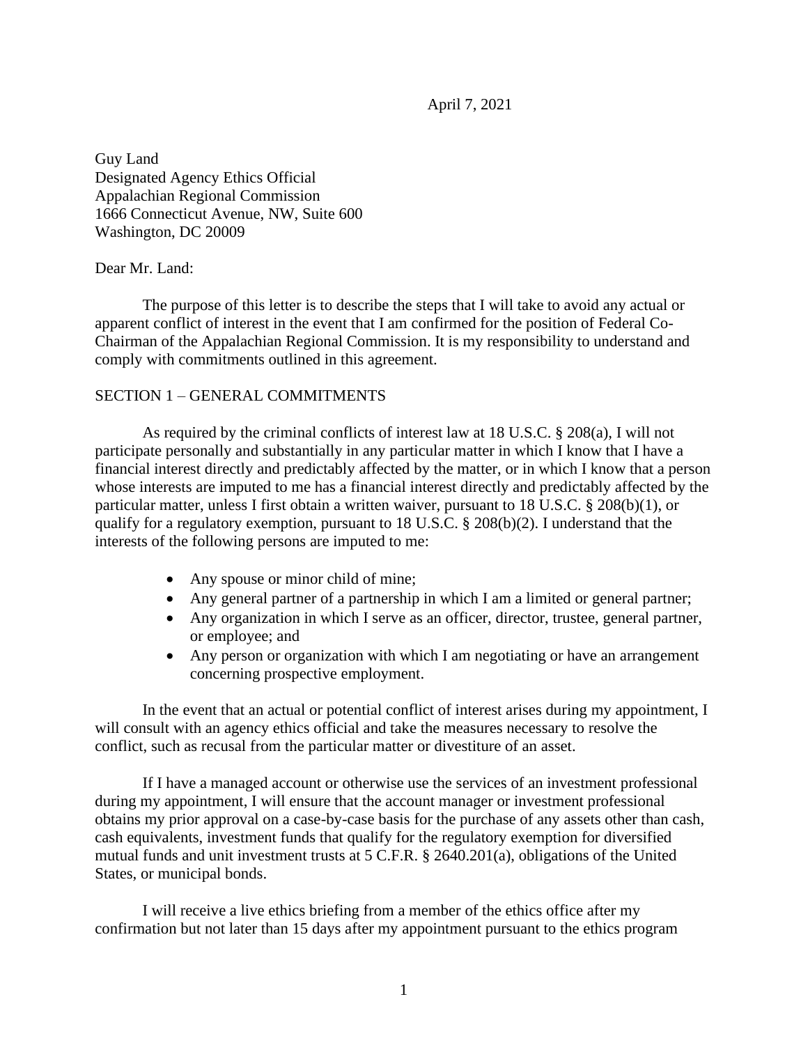April 7, 2021

Guy Land
Designated Agency Ethics Official
Appalachian Regional Commission
1666 Connecticut Avenue, NW, Suite 600
Washington, DC 20009

Dear Mr. Land:

The purpose of this letter is to describe the steps that I will take to avoid any actual or apparent conflict of interest in the event that I am confirmed for the position of Federal Co-Chairman of the Appalachian Regional Commission. It is my responsibility to understand and comply with commitments outlined in this agreement.

SECTION 1 – GENERAL COMMITMENTS

As required by the criminal conflicts of interest law at 18 U.S.C. § 208(a), I will not participate personally and substantially in any particular matter in which I know that I have a financial interest directly and predictably affected by the matter, or in which I know that a person whose interests are imputed to me has a financial interest directly and predictably affected by the particular matter, unless I first obtain a written waiver, pursuant to 18 U.S.C. § 208(b)(1), or qualify for a regulatory exemption, pursuant to 18 U.S.C. § 208(b)(2). I understand that the interests of the following persons are imputed to me:

- Any spouse or minor child of mine;
- Any general partner of a partnership in which I am a limited or general partner;
- Any organization in which I serve as an officer, director, trustee, general partner, or employee; and
- Any person or organization with which I am negotiating or have an arrangement concerning prospective employment.

In the event that an actual or potential conflict of interest arises during my appointment, I will consult with an agency ethics official and take the measures necessary to resolve the conflict, such as recusal from the particular matter or divestiture of an asset.

If I have a managed account or otherwise use the services of an investment professional during my appointment, I will ensure that the account manager or investment professional obtains my prior approval on a case-by-case basis for the purchase of any assets other than cash, cash equivalents, investment funds that qualify for the regulatory exemption for diversified mutual funds and unit investment trusts at 5 C.F.R. § 2640.201(a), obligations of the United States, or municipal bonds.

I will receive a live ethics briefing from a member of the ethics office after my confirmation but not later than 15 days after my appointment pursuant to the ethics program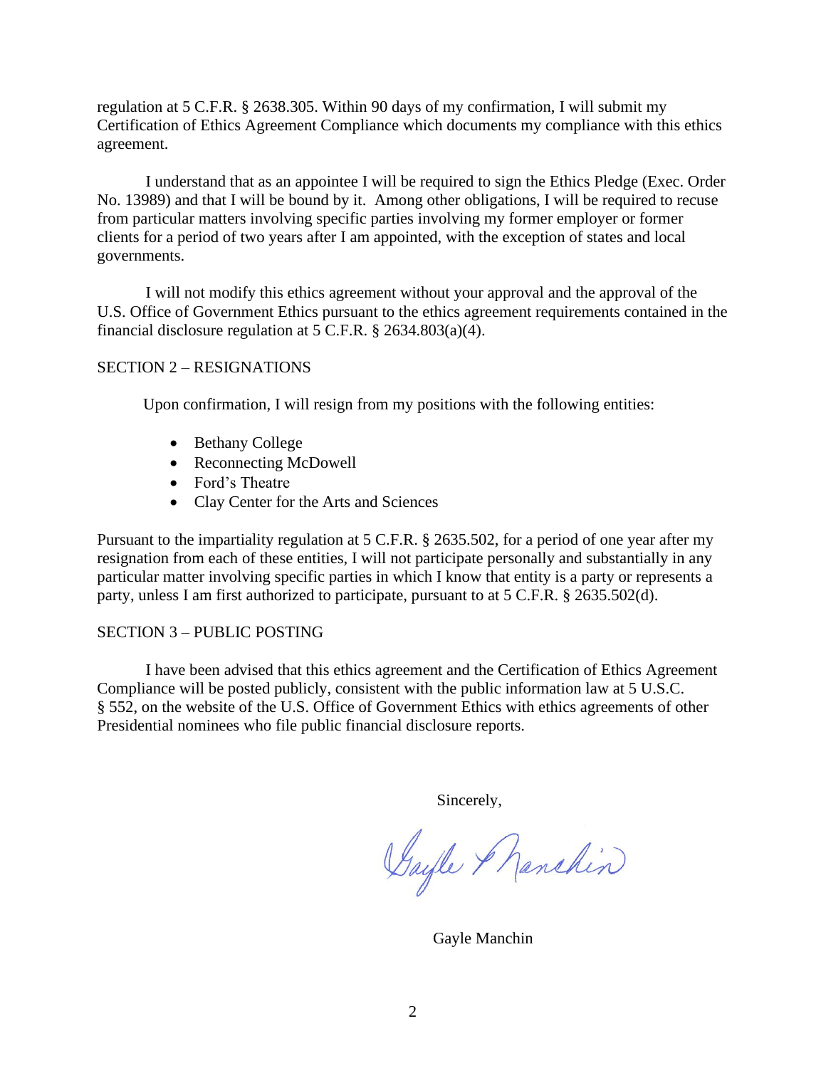regulation at 5 C.F.R. § 2638.305. Within 90 days of my confirmation, I will submit my Certification of Ethics Agreement Compliance which documents my compliance with this ethics agreement.

I understand that as an appointee I will be required to sign the Ethics Pledge (Exec. Order No. 13989) and that I will be bound by it. Among other obligations, I will be required to recuse from particular matters involving specific parties involving my former employer or former clients for a period of two years after I am appointed, with the exception of states and local governments.

I will not modify this ethics agreement without your approval and the approval of the U.S. Office of Government Ethics pursuant to the ethics agreement requirements contained in the financial disclosure regulation at 5 C.F.R. § 2634.803(a)(4).

SECTION 2 – RESIGNATIONS

Upon confirmation, I will resign from my positions with the following entities:

- Bethany College
- Reconnecting McDowell
- Ford's Theatre
- Clay Center for the Arts and Sciences

Pursuant to the impartiality regulation at 5 C.F.R. § 2635.502, for a period of one year after my resignation from each of these entities, I will not participate personally and substantially in any particular matter involving specific parties in which I know that entity is a party or represents a party, unless I am first authorized to participate, pursuant to at 5 C.F.R. § 2635.502(d).

SECTION 3 – PUBLIC POSTING

I have been advised that this ethics agreement and the Certification of Ethics Agreement Compliance will be posted publicly, consistent with the public information law at 5 U.S.C. § 552, on the website of the U.S. Office of Government Ethics with ethics agreements of other Presidential nominees who file public financial disclosure reports.

Sincerely,

Gayle Manchin

Gayle Manchin